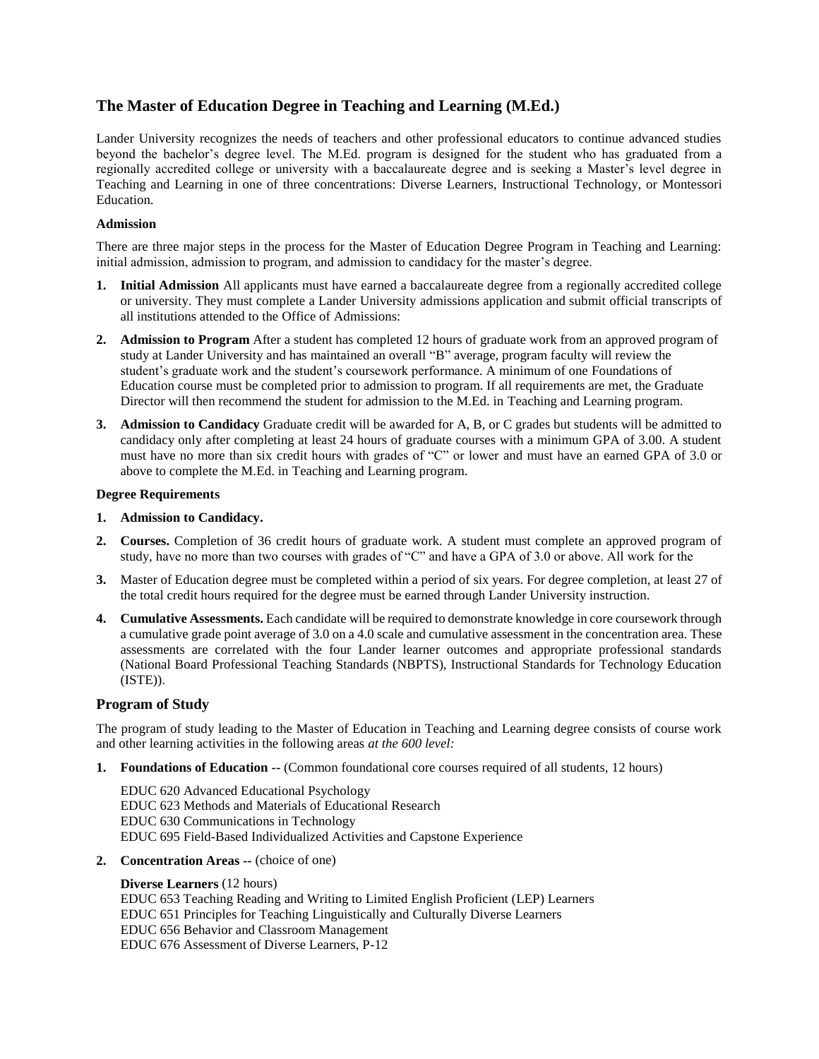# The Master of Education Degree in Teaching and Learning (M.Ed.)

Lander University recognizes the needs of teachers and other professional educators to continue advanced studies beyond the bachelor's degree level. The M.Ed. program is designed for the student who has graduated from a regionally accredited college or university with a baccalaureate degree and is seeking a Master's level degree in Teaching and Learning in one of three concentrations: Diverse Learners, Instructional Technology, or Montessori Education.

**Admission**

There are three major steps in the process for the Master of Education Degree Program in Teaching and Learning: initial admission, admission to program, and admission to candidacy for the master's degree.

1. **Initial Admission** All applicants must have earned a baccalaureate degree from a regionally accredited college or university. They must complete a Lander University admissions application and submit official transcripts of all institutions attended to the Office of Admissions:
2. **Admission to Program** After a student has completed 12 hours of graduate work from an approved program of study at Lander University and has maintained an overall "B" average, program faculty will review the student's graduate work and the student's coursework performance. A minimum of one Foundations of Education course must be completed prior to admission to program. If all requirements are met, the Graduate Director will then recommend the student for admission to the M.Ed. in Teaching and Learning program.
3. **Admission to Candidacy** Graduate credit will be awarded for A, B, or C grades but students will be admitted to candidacy only after completing at least 24 hours of graduate courses with a minimum GPA of 3.00. A student must have no more than six credit hours with grades of "C" or lower and must have an earned GPA of 3.0 or above to complete the M.Ed. in Teaching and Learning program.

**Degree Requirements**

1. **Admission to Candidacy.**
2. **Courses.** Completion of 36 credit hours of graduate work. A student must complete an approved program of study, have no more than two courses with grades of "C" and have a GPA of 3.0 or above. All work for the
3. Master of Education degree must be completed within a period of six years. For degree completion, at least 27 of the total credit hours required for the degree must be earned through Lander University instruction.
4. **Cumulative Assessments.** Each candidate will be required to demonstrate knowledge in core coursework through a cumulative grade point average of 3.0 on a 4.0 scale and cumulative assessment in the concentration area. These assessments are correlated with the four Lander learner outcomes and appropriate professional standards (National Board Professional Teaching Standards (NBPTS), Instructional Standards for Technology Education (ISTE)).

## Program of Study

The program of study leading to the Master of Education in Teaching and Learning degree consists of course work and other learning activities in the following areas *at the 600 level:*

1. **Foundations of Education --** (Common foundational core courses required of all students, 12 hours)

   EDUC 620 Advanced Educational Psychology
   EDUC 623 Methods and Materials of Educational Research
   EDUC 630 Communications in Technology
   EDUC 695 Field-Based Individualized Activities and Capstone Experience

2. **Concentration Areas --** (choice of one)

   **Diverse Learners** (12 hours)
   EDUC 653 Teaching Reading and Writing to Limited English Proficient (LEP) Learners
   EDUC 651 Principles for Teaching Linguistically and Culturally Diverse Learners
   EDUC 656 Behavior and Classroom Management
   EDUC 676 Assessment of Diverse Learners, P-12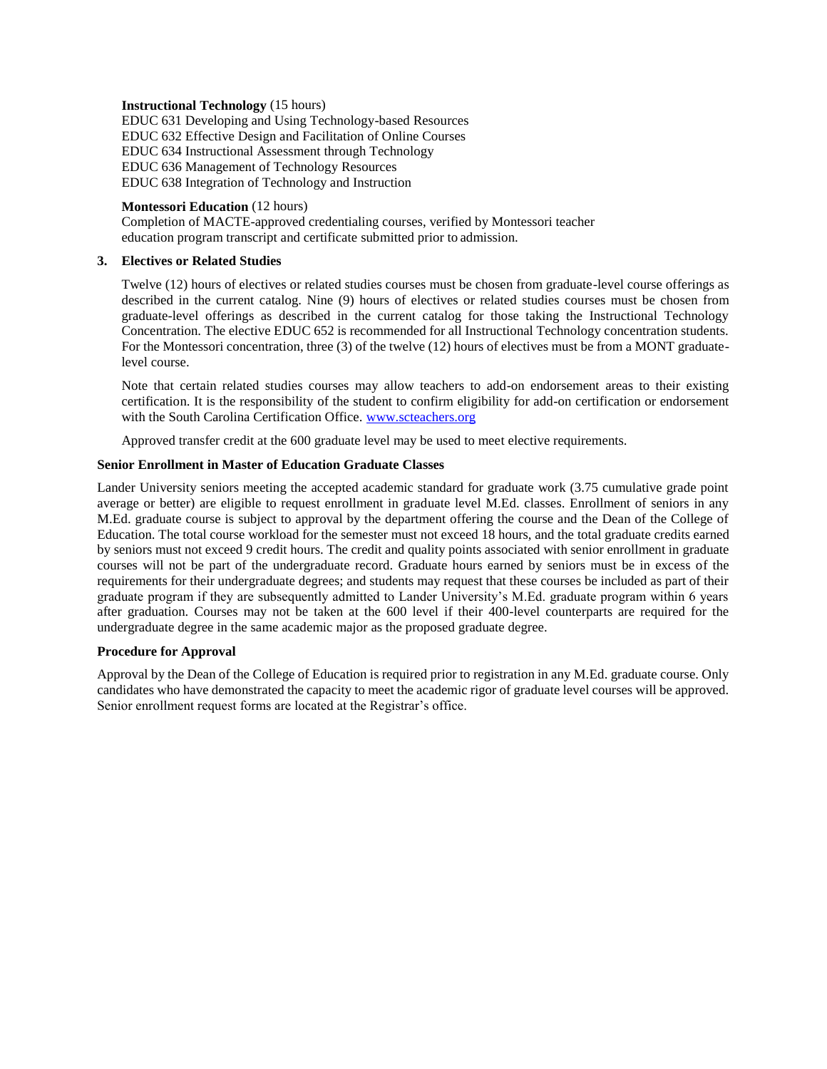**Instructional Technology** (15 hours)

EDUC 631 Developing and Using Technology-based Resources
EDUC 632 Effective Design and Facilitation of Online Courses
EDUC 634 Instructional Assessment through Technology
EDUC 636 Management of Technology Resources
EDUC 638 Integration of Technology and Instruction

**Montessori Education** (12 hours)

Completion of MACTE-approved credentialing courses, verified by Montessori teacher education program transcript and certificate submitted prior to admission.

### 3. Electives or Related Studies

Twelve (12) hours of electives or related studies courses must be chosen from graduate-level course offerings as described in the current catalog. Nine (9) hours of electives or related studies courses must be chosen from graduate-level offerings as described in the current catalog for those taking the Instructional Technology Concentration. The elective EDUC 652 is recommended for all Instructional Technology concentration students. For the Montessori concentration, three (3) of the twelve (12) hours of electives must be from a MONT graduate-level course.

Note that certain related studies courses may allow teachers to add-on endorsement areas to their existing certification. It is the responsibility of the student to confirm eligibility for add-on certification or endorsement with the South Carolina Certification Office. [www.scteachers.org](http://www.scteachers.org)

Approved transfer credit at the 600 graduate level may be used to meet elective requirements.

### Senior Enrollment in Master of Education Graduate Classes

Lander University seniors meeting the accepted academic standard for graduate work (3.75 cumulative grade point average or better) are eligible to request enrollment in graduate level M.Ed. classes. Enrollment of seniors in any M.Ed. graduate course is subject to approval by the department offering the course and the Dean of the College of Education. The total course workload for the semester must not exceed 18 hours, and the total graduate credits earned by seniors must not exceed 9 credit hours. The credit and quality points associated with senior enrollment in graduate courses will not be part of the undergraduate record. Graduate hours earned by seniors must be in excess of the requirements for their undergraduate degrees; and students may request that these courses be included as part of their graduate program if they are subsequently admitted to Lander University's M.Ed. graduate program within 6 years after graduation. Courses may not be taken at the 600 level if their 400-level counterparts are required for the undergraduate degree in the same academic major as the proposed graduate degree.

### Procedure for Approval

Approval by the Dean of the College of Education is required prior to registration in any M.Ed. graduate course. Only candidates who have demonstrated the capacity to meet the academic rigor of graduate level courses will be approved. Senior enrollment request forms are located at the Registrar's office.